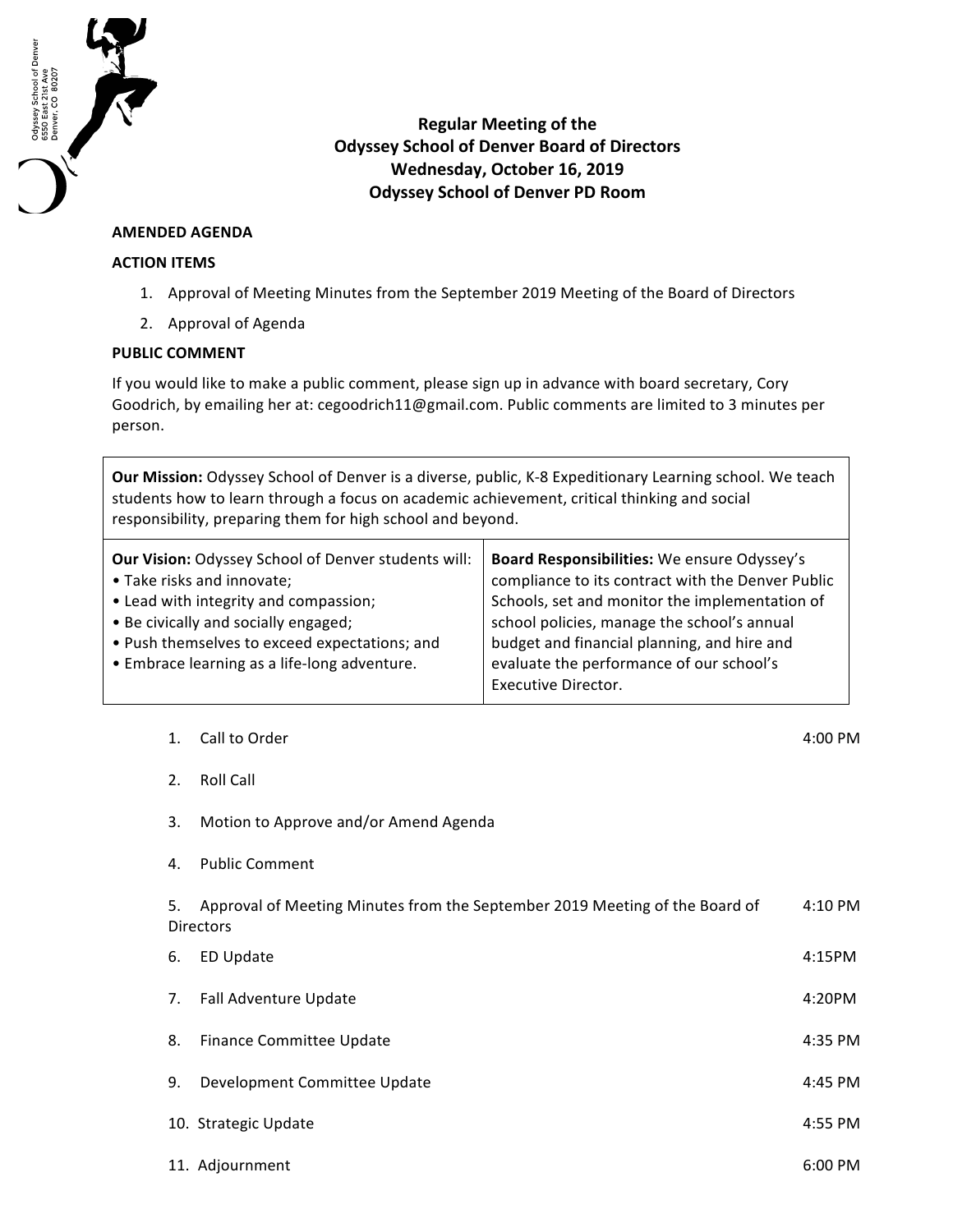Odyssey School of Denver
6550 East 21st Ave
Denver, CO 80207

# Regular Meeting of the Odyssey School of Denver Board of Directors
## Wednesday, October 16, 2019
## Odyssey School of Denver PD Room

**AMENDED AGENDA**

**ACTION ITEMS**

1. Approval of Meeting Minutes from the September 2019 Meeting of the Board of Directors
2. Approval of Agenda

**PUBLIC COMMENT**

If you would like to make a public comment, please sign up in advance with board secretary, Cory Goodrich, by emailing her at: cegoodrich11@gmail.com. Public comments are limited to 3 minutes per person.

**Our Mission:** Odyssey School of Denver is a diverse, public, K-8 Expeditionary Learning school. We teach students how to learn through a focus on academic achievement, critical thinking and social responsibility, preparing them for high school and beyond.

**Our Vision:** Odyssey School of Denver students will:
- Take risks and innovate;
- Lead with integrity and compassion;
- Be civically and socially engaged;
- Push themselves to exceed expectations; and
- Embrace learning as a life-long adventure.

**Board Responsibilities:** We ensure Odyssey's compliance to its contract with the Denver Public Schools, set and monitor the implementation of school policies, manage the school's annual budget and financial planning, and hire and evaluate the performance of our school's Executive Director.

| Item | Time |
|---|---|
| 1. Call to Order | 4:00 PM |
| 2. Roll Call | |
| 3. Motion to Approve and/or Amend Agenda | |
| 4. Public Comment | |
| 5. Approval of Meeting Minutes from the September 2019 Meeting of the Board of Directors | 4:10 PM |
| 6. ED Update | 4:15PM |
| 7. Fall Adventure Update | 4:20PM |
| 8. Finance Committee Update | 4:35 PM |
| 9. Development Committee Update | 4:45 PM |
| 10. Strategic Update | 4:55 PM |
| 11. Adjournment | 6:00 PM |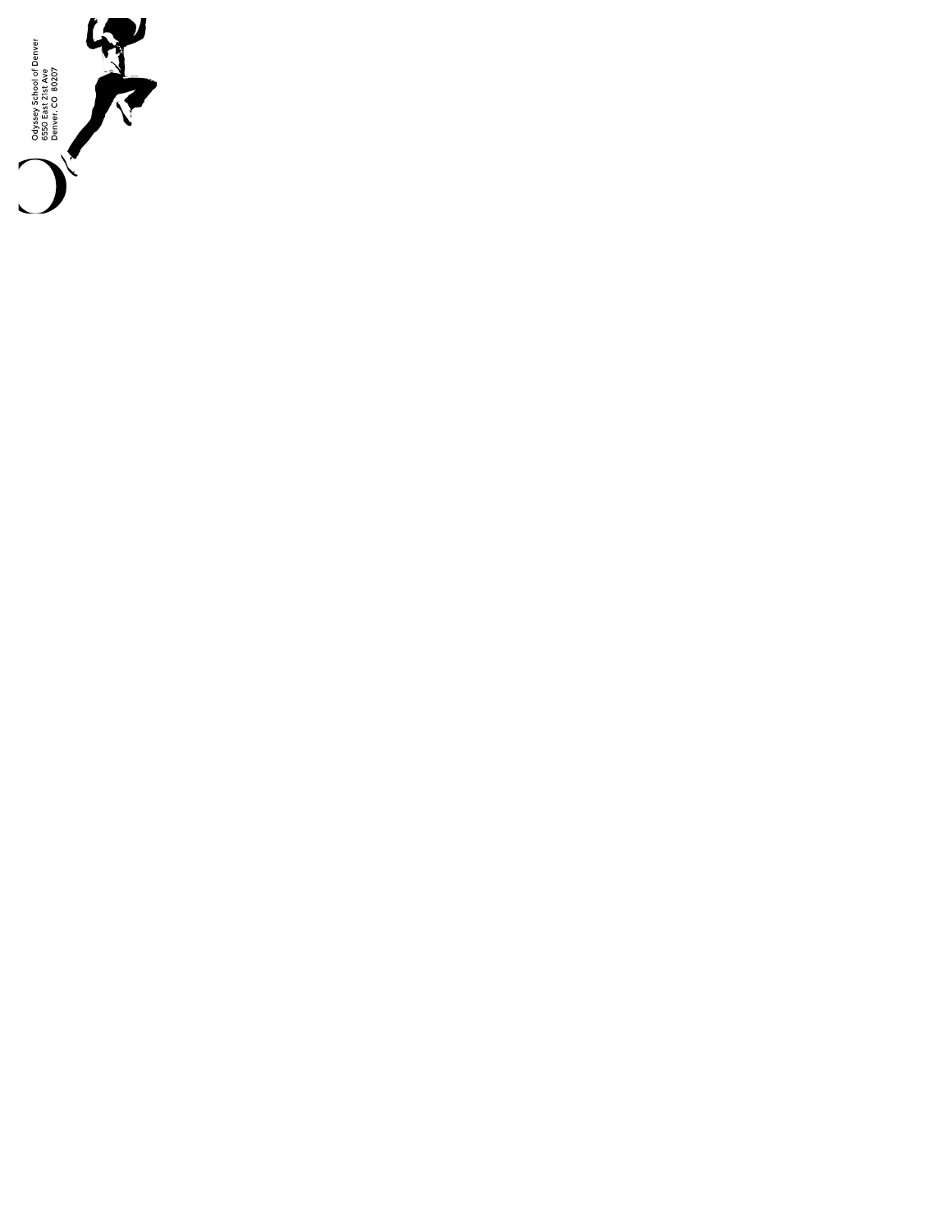Odyssey School of Denver
6550 East 21st Ave
Denver, CO 80207